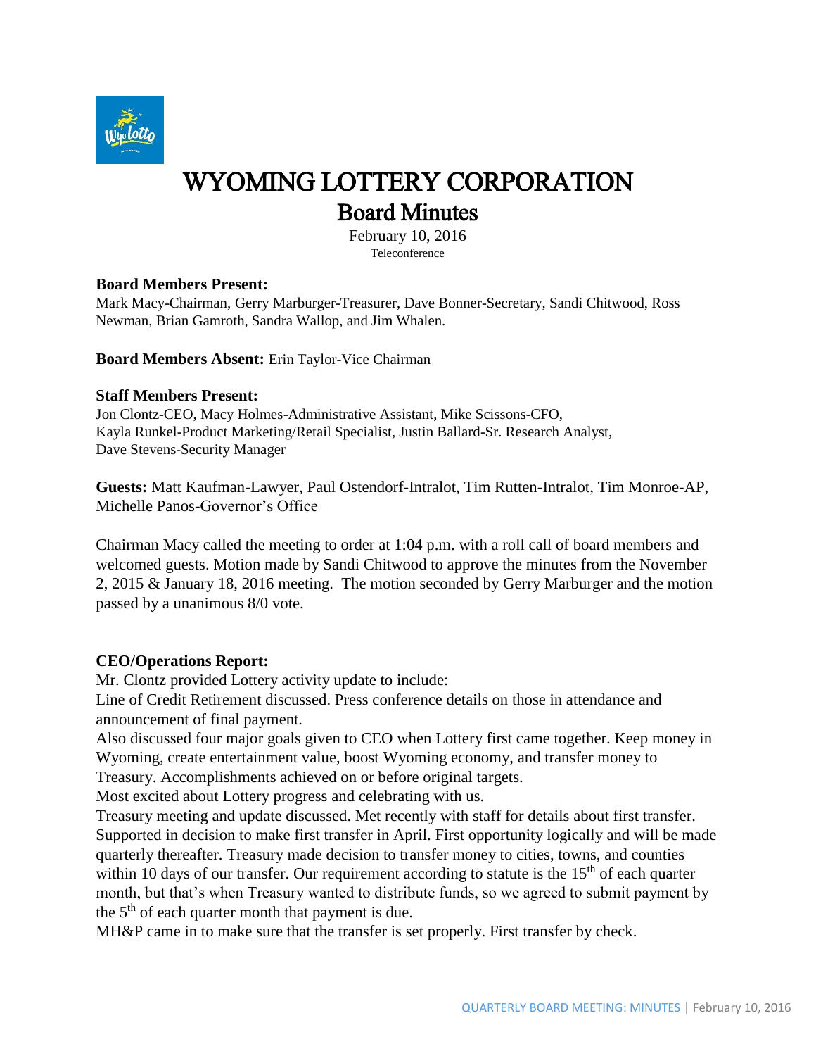# WYOMING LOTTERY CORPORATION

## Board Minutes

February 10, 2016

Teleconference

**Board Members Present:**
Mark Macy-Chairman, Gerry Marburger-Treasurer, Dave Bonner-Secretary, Sandi Chitwood, Ross Newman, Brian Gamroth, Sandra Wallop, and Jim Whalen.

**Board Members Absent:** Erin Taylor-Vice Chairman

**Staff Members Present:**
Jon Clontz-CEO, Macy Holmes-Administrative Assistant, Mike Scissons-CFO, Kayla Runkel-Product Marketing/Retail Specialist, Justin Ballard-Sr. Research Analyst, Dave Stevens-Security Manager

**Guests:** Matt Kaufman-Lawyer, Paul Ostendorf-Intralot, Tim Rutten-Intralot, Tim Monroe-AP, Michelle Panos-Governor's Office

Chairman Macy called the meeting to order at 1:04 p.m. with a roll call of board members and welcomed guests. Motion made by Sandi Chitwood to approve the minutes from the November 2, 2015 & January 18, 2016 meeting. The motion seconded by Gerry Marburger and the motion passed by a unanimous 8/0 vote.

**CEO/Operations Report:**

Mr. Clontz provided Lottery activity update to include:

Line of Credit Retirement discussed. Press conference details on those in attendance and announcement of final payment.

Also discussed four major goals given to CEO when Lottery first came together. Keep money in Wyoming, create entertainment value, boost Wyoming economy, and transfer money to Treasury. Accomplishments achieved on or before original targets.

Most excited about Lottery progress and celebrating with us.

Treasury meeting and update discussed. Met recently with staff for details about first transfer. Supported in decision to make first transfer in April. First opportunity logically and will be made quarterly thereafter. Treasury made decision to transfer money to cities, towns, and counties within 10 days of our transfer. Our requirement according to statute is the 15th of each quarter month, but that's when Treasury wanted to distribute funds, so we agreed to submit payment by the 5th of each quarter month that payment is due.

MH&P came in to make sure that the transfer is set properly. First transfer by check.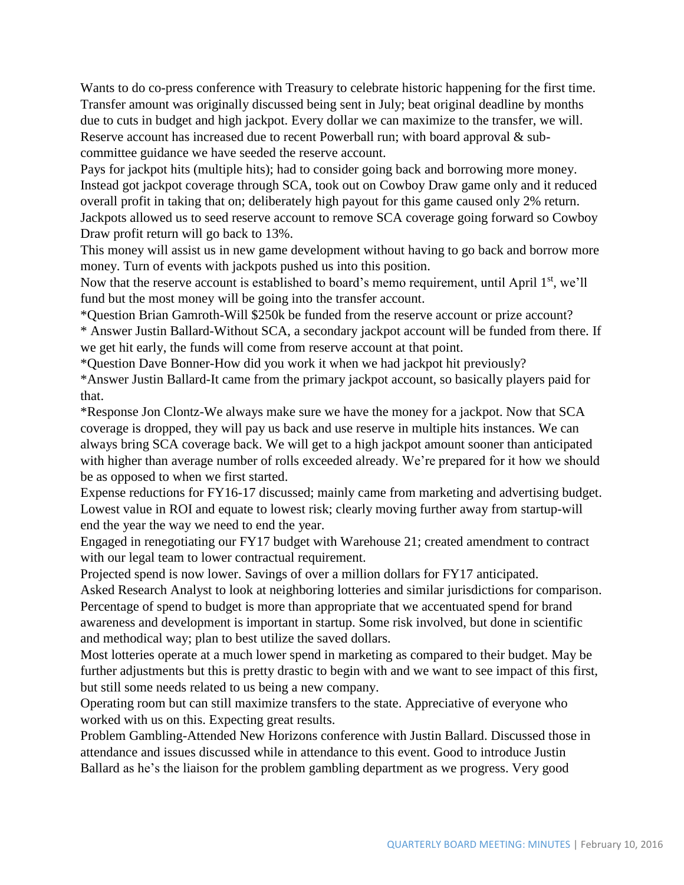Wants to do co-press conference with Treasury to celebrate historic happening for the first time. Transfer amount was originally discussed being sent in July; beat original deadline by months due to cuts in budget and high jackpot. Every dollar we can maximize to the transfer, we will. Reserve account has increased due to recent Powerball run; with board approval & sub-committee guidance we have seeded the reserve account.

Pays for jackpot hits (multiple hits); had to consider going back and borrowing more money. Instead got jackpot coverage through SCA, took out on Cowboy Draw game only and it reduced overall profit in taking that on; deliberately high payout for this game caused only 2% return. Jackpots allowed us to seed reserve account to remove SCA coverage going forward so Cowboy Draw profit return will go back to 13%.

This money will assist us in new game development without having to go back and borrow more money. Turn of events with jackpots pushed us into this position.

Now that the reserve account is established to board's memo requirement, until April 1st, we'll fund but the most money will be going into the transfer account.

*Question Brian Gamroth-Will $250k be funded from the reserve account or prize account?

* Answer Justin Ballard-Without SCA, a secondary jackpot account will be funded from there. If we get hit early, the funds will come from reserve account at that point.

*Question Dave Bonner-How did you work it when we had jackpot hit previously?

*Answer Justin Ballard-It came from the primary jackpot account, so basically players paid for that.

*Response Jon Clontz-We always make sure we have the money for a jackpot. Now that SCA coverage is dropped, they will pay us back and use reserve in multiple hits instances. We can always bring SCA coverage back. We will get to a high jackpot amount sooner than anticipated with higher than average number of rolls exceeded already. We're prepared for it how we should be as opposed to when we first started.

Expense reductions for FY16-17 discussed; mainly came from marketing and advertising budget. Lowest value in ROI and equate to lowest risk; clearly moving further away from startup-will end the year the way we need to end the year.

Engaged in renegotiating our FY17 budget with Warehouse 21; created amendment to contract with our legal team to lower contractual requirement.

Projected spend is now lower. Savings of over a million dollars for FY17 anticipated.

Asked Research Analyst to look at neighboring lotteries and similar jurisdictions for comparison. Percentage of spend to budget is more than appropriate that we accentuated spend for brand awareness and development is important in startup. Some risk involved, but done in scientific and methodical way; plan to best utilize the saved dollars.

Most lotteries operate at a much lower spend in marketing as compared to their budget. May be further adjustments but this is pretty drastic to begin with and we want to see impact of this first, but still some needs related to us being a new company.

Operating room but can still maximize transfers to the state. Appreciative of everyone who worked with us on this. Expecting great results.

Problem Gambling-Attended New Horizons conference with Justin Ballard. Discussed those in attendance and issues discussed while in attendance to this event. Good to introduce Justin Ballard as he's the liaison for the problem gambling department as we progress. Very good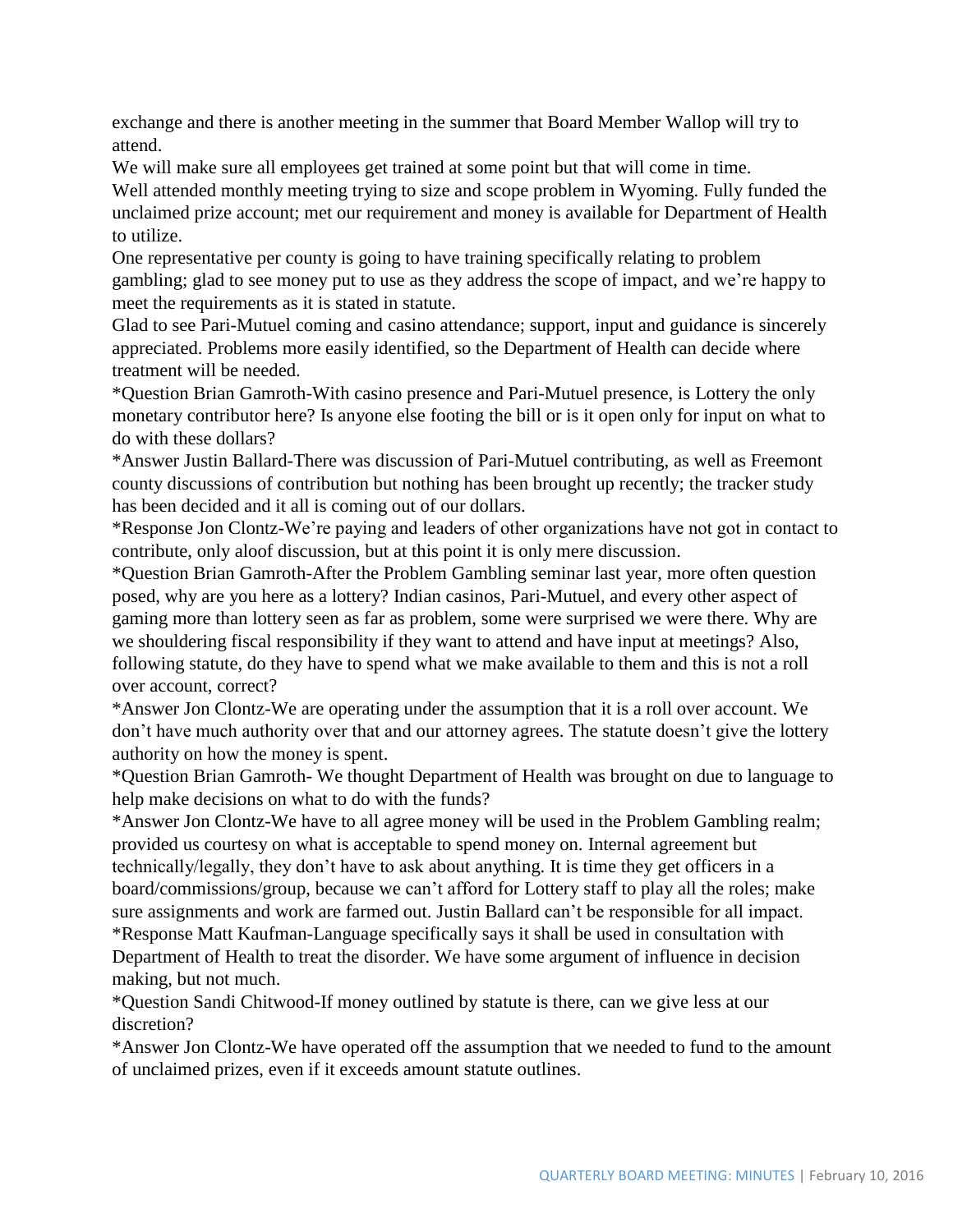exchange and there is another meeting in the summer that Board Member Wallop will try to attend.

We will make sure all employees get trained at some point but that will come in time.

Well attended monthly meeting trying to size and scope problem in Wyoming. Fully funded the unclaimed prize account; met our requirement and money is available for Department of Health to utilize.

One representative per county is going to have training specifically relating to problem gambling; glad to see money put to use as they address the scope of impact, and we're happy to meet the requirements as it is stated in statute.

Glad to see Pari-Mutuel coming and casino attendance; support, input and guidance is sincerely appreciated. Problems more easily identified, so the Department of Health can decide where treatment will be needed.

*Question Brian Gamroth-With casino presence and Pari-Mutuel presence, is Lottery the only monetary contributor here? Is anyone else footing the bill or is it open only for input on what to do with these dollars?

*Answer Justin Ballard-There was discussion of Pari-Mutuel contributing, as well as Freemont county discussions of contribution but nothing has been brought up recently; the tracker study has been decided and it all is coming out of our dollars.

*Response Jon Clontz-We're paying and leaders of other organizations have not got in contact to contribute, only aloof discussion, but at this point it is only mere discussion.

*Question Brian Gamroth-After the Problem Gambling seminar last year, more often question posed, why are you here as a lottery? Indian casinos, Pari-Mutuel, and every other aspect of gaming more than lottery seen as far as problem, some were surprised we were there. Why are we shouldering fiscal responsibility if they want to attend and have input at meetings? Also, following statute, do they have to spend what we make available to them and this is not a roll over account, correct?

*Answer Jon Clontz-We are operating under the assumption that it is a roll over account. We don't have much authority over that and our attorney agrees. The statute doesn't give the lottery authority on how the money is spent.

*Question Brian Gamroth- We thought Department of Health was brought on due to language to help make decisions on what to do with the funds?

*Answer Jon Clontz-We have to all agree money will be used in the Problem Gambling realm; provided us courtesy on what is acceptable to spend money on. Internal agreement but technically/legally, they don't have to ask about anything. It is time they get officers in a board/commissions/group, because we can't afford for Lottery staff to play all the roles; make sure assignments and work are farmed out. Justin Ballard can't be responsible for all impact.

*Response Matt Kaufman-Language specifically says it shall be used in consultation with Department of Health to treat the disorder. We have some argument of influence in decision making, but not much.

*Question Sandi Chitwood-If money outlined by statute is there, can we give less at our discretion?

*Answer Jon Clontz-We have operated off the assumption that we needed to fund to the amount of unclaimed prizes, even if it exceeds amount statute outlines.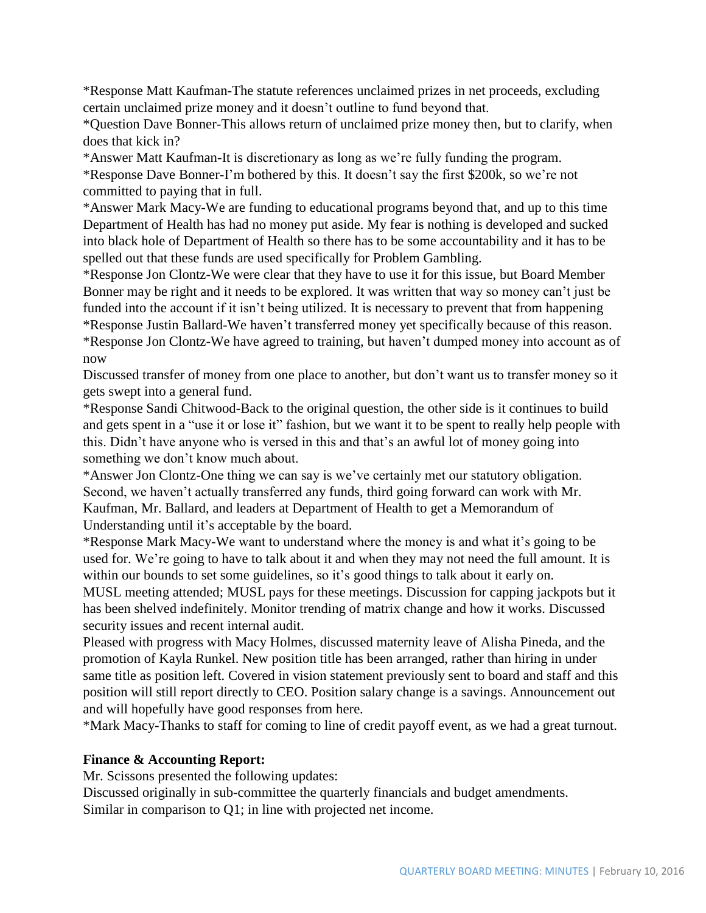*Response Matt Kaufman-The statute references unclaimed prizes in net proceeds, excluding certain unclaimed prize money and it doesn't outline to fund beyond that.

*Question Dave Bonner-This allows return of unclaimed prize money then, but to clarify, when does that kick in?

*Answer Matt Kaufman-It is discretionary as long as we're fully funding the program.

*Response Dave Bonner-I'm bothered by this. It doesn't say the first $200k, so we're not committed to paying that in full.

*Answer Mark Macy-We are funding to educational programs beyond that, and up to this time Department of Health has had no money put aside. My fear is nothing is developed and sucked into black hole of Department of Health so there has to be some accountability and it has to be spelled out that these funds are used specifically for Problem Gambling.

*Response Jon Clontz-We were clear that they have to use it for this issue, but Board Member Bonner may be right and it needs to be explored. It was written that way so money can't just be funded into the account if it isn't being utilized. It is necessary to prevent that from happening

*Response Justin Ballard-We haven't transferred money yet specifically because of this reason.

*Response Jon Clontz-We have agreed to training, but haven't dumped money into account as of now

Discussed transfer of money from one place to another, but don't want us to transfer money so it gets swept into a general fund.

*Response Sandi Chitwood-Back to the original question, the other side is it continues to build and gets spent in a "use it or lose it" fashion, but we want it to be spent to really help people with this. Didn't have anyone who is versed in this and that's an awful lot of money going into something we don't know much about.

*Answer Jon Clontz-One thing we can say is we've certainly met our statutory obligation. Second, we haven't actually transferred any funds, third going forward can work with Mr. Kaufman, Mr. Ballard, and leaders at Department of Health to get a Memorandum of Understanding until it's acceptable by the board.

*Response Mark Macy-We want to understand where the money is and what it's going to be used for. We're going to have to talk about it and when they may not need the full amount. It is within our bounds to set some guidelines, so it's good things to talk about it early on.

MUSL meeting attended; MUSL pays for these meetings. Discussion for capping jackpots but it has been shelved indefinitely. Monitor trending of matrix change and how it works. Discussed security issues and recent internal audit.

Pleased with progress with Macy Holmes, discussed maternity leave of Alisha Pineda, and the promotion of Kayla Runkel. New position title has been arranged, rather than hiring in under same title as position left. Covered in vision statement previously sent to board and staff and this position will still report directly to CEO. Position salary change is a savings. Announcement out and will hopefully have good responses from here.

*Mark Macy-Thanks to staff for coming to line of credit payoff event, as we had a great turnout.

**Finance & Accounting Report:**

Mr. Scissons presented the following updates:

Discussed originally in sub-committee the quarterly financials and budget amendments.

Similar in comparison to Q1; in line with projected net income.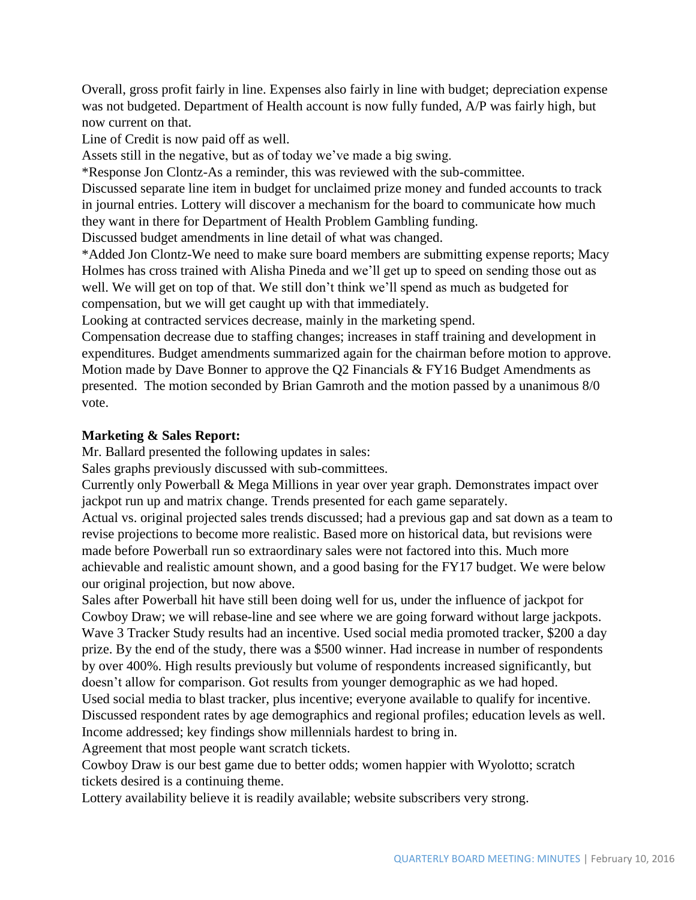Overall, gross profit fairly in line. Expenses also fairly in line with budget; depreciation expense was not budgeted. Department of Health account is now fully funded, A/P was fairly high, but now current on that.

Line of Credit is now paid off as well.

Assets still in the negative, but as of today we've made a big swing.

*Response Jon Clontz-As a reminder, this was reviewed with the sub-committee.

Discussed separate line item in budget for unclaimed prize money and funded accounts to track in journal entries. Lottery will discover a mechanism for the board to communicate how much they want in there for Department of Health Problem Gambling funding.

Discussed budget amendments in line detail of what was changed.

*Added Jon Clontz-We need to make sure board members are submitting expense reports; Macy Holmes has cross trained with Alisha Pineda and we'll get up to speed on sending those out as well. We will get on top of that. We still don't think we'll spend as much as budgeted for compensation, but we will get caught up with that immediately.

Looking at contracted services decrease, mainly in the marketing spend.

Compensation decrease due to staffing changes; increases in staff training and development in expenditures. Budget amendments summarized again for the chairman before motion to approve. Motion made by Dave Bonner to approve the Q2 Financials & FY16 Budget Amendments as presented. The motion seconded by Brian Gamroth and the motion passed by a unanimous 8/0 vote.

**Marketing & Sales Report:**

Mr. Ballard presented the following updates in sales:

Sales graphs previously discussed with sub-committees.

Currently only Powerball & Mega Millions in year over year graph. Demonstrates impact over jackpot run up and matrix change. Trends presented for each game separately.

Actual vs. original projected sales trends discussed; had a previous gap and sat down as a team to revise projections to become more realistic. Based more on historical data, but revisions were made before Powerball run so extraordinary sales were not factored into this. Much more achievable and realistic amount shown, and a good basing for the FY17 budget. We were below our original projection, but now above.

Sales after Powerball hit have still been doing well for us, under the influence of jackpot for Cowboy Draw; we will rebase-line and see where we are going forward without large jackpots.

Wave 3 Tracker Study results had an incentive. Used social media promoted tracker, $200 a day prize. By the end of the study, there was a $500 winner. Had increase in number of respondents by over 400%. High results previously but volume of respondents increased significantly, but doesn't allow for comparison. Got results from younger demographic as we had hoped.

Used social media to blast tracker, plus incentive; everyone available to qualify for incentive.

Discussed respondent rates by age demographics and regional profiles; education levels as well. Income addressed; key findings show millennials hardest to bring in.

Agreement that most people want scratch tickets.

Cowboy Draw is our best game due to better odds; women happier with Wyolotto; scratch tickets desired is a continuing theme.

Lottery availability believe it is readily available; website subscribers very strong.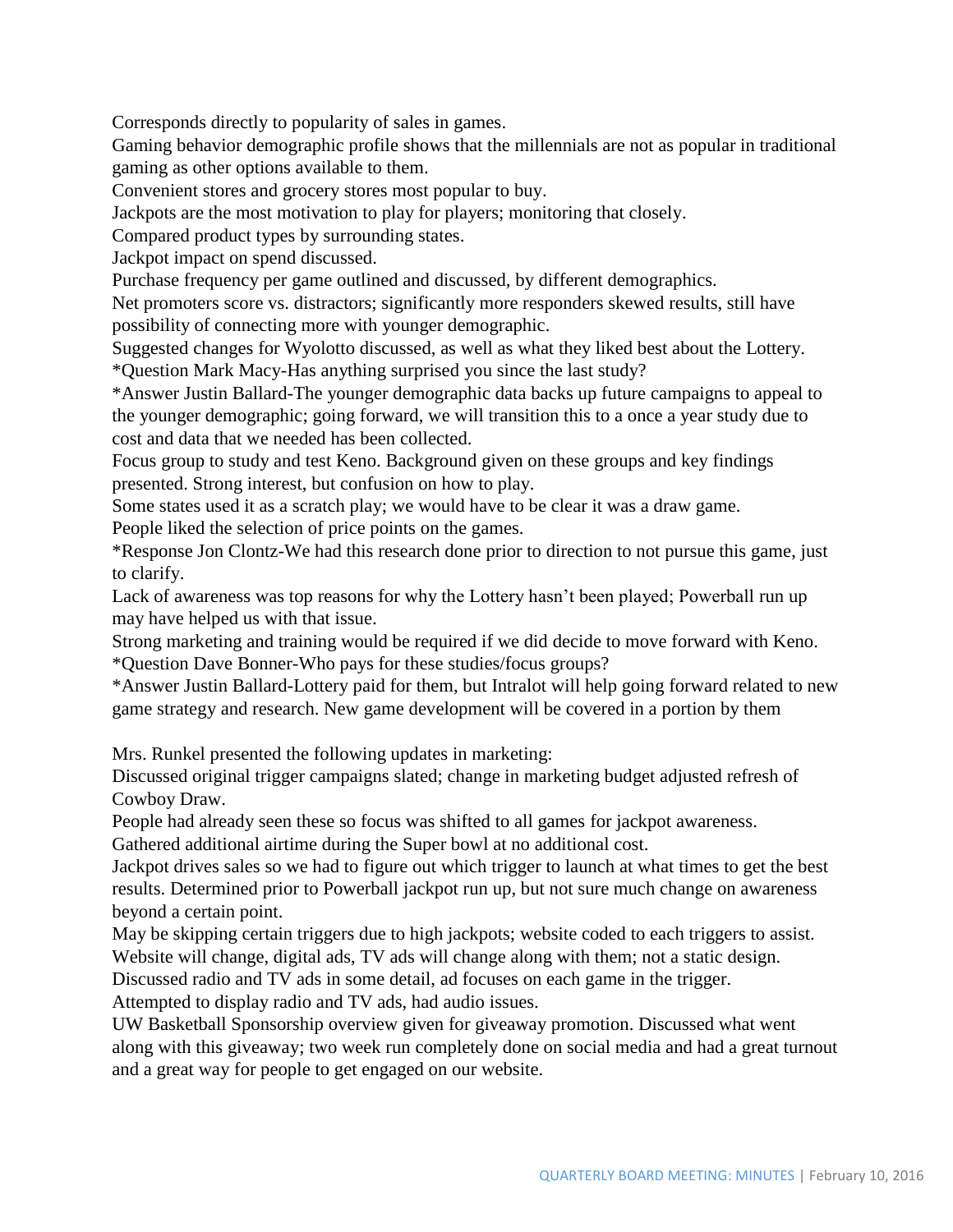Corresponds directly to popularity of sales in games.

Gaming behavior demographic profile shows that the millennials are not as popular in traditional gaming as other options available to them.

Convenient stores and grocery stores most popular to buy.

Jackpots are the most motivation to play for players; monitoring that closely.

Compared product types by surrounding states.

Jackpot impact on spend discussed.

Purchase frequency per game outlined and discussed, by different demographics.

Net promoters score vs. distractors; significantly more responders skewed results, still have possibility of connecting more with younger demographic.

Suggested changes for Wyolotto discussed, as well as what they liked best about the Lottery.

*Question Mark Macy-Has anything surprised you since the last study?

*Answer Justin Ballard-The younger demographic data backs up future campaigns to appeal to the younger demographic; going forward, we will transition this to a once a year study due to cost and data that we needed has been collected.

Focus group to study and test Keno. Background given on these groups and key findings presented. Strong interest, but confusion on how to play.

Some states used it as a scratch play; we would have to be clear it was a draw game.

People liked the selection of price points on the games.

*Response Jon Clontz-We had this research done prior to direction to not pursue this game, just to clarify.

Lack of awareness was top reasons for why the Lottery hasn't been played; Powerball run up may have helped us with that issue.

Strong marketing and training would be required if we did decide to move forward with Keno.

*Question Dave Bonner-Who pays for these studies/focus groups?

*Answer Justin Ballard-Lottery paid for them, but Intralot will help going forward related to new game strategy and research. New game development will be covered in a portion by them

Mrs. Runkel presented the following updates in marketing:

Discussed original trigger campaigns slated; change in marketing budget adjusted refresh of Cowboy Draw.

People had already seen these so focus was shifted to all games for jackpot awareness.

Gathered additional airtime during the Super bowl at no additional cost.

Jackpot drives sales so we had to figure out which trigger to launch at what times to get the best results. Determined prior to Powerball jackpot run up, but not sure much change on awareness beyond a certain point.

May be skipping certain triggers due to high jackpots; website coded to each triggers to assist.

Website will change, digital ads, TV ads will change along with them; not a static design.

Discussed radio and TV ads in some detail, ad focuses on each game in the trigger.

Attempted to display radio and TV ads, had audio issues.

UW Basketball Sponsorship overview given for giveaway promotion. Discussed what went along with this giveaway; two week run completely done on social media and had a great turnout and a great way for people to get engaged on our website.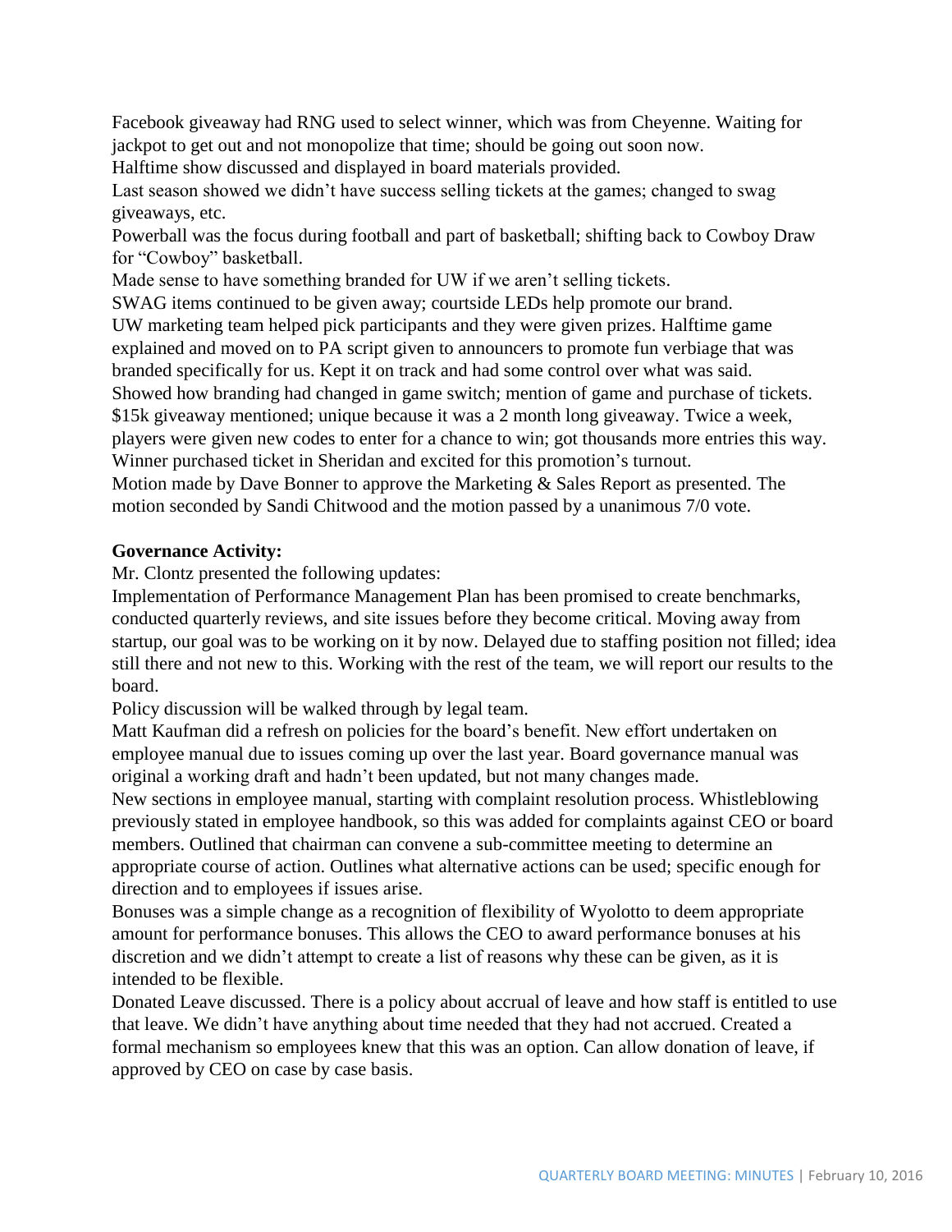Facebook giveaway had RNG used to select winner, which was from Cheyenne. Waiting for jackpot to get out and not monopolize that time; should be going out soon now.

Halftime show discussed and displayed in board materials provided.

Last season showed we didn't have success selling tickets at the games; changed to swag giveaways, etc.

Powerball was the focus during football and part of basketball; shifting back to Cowboy Draw for "Cowboy" basketball.

Made sense to have something branded for UW if we aren't selling tickets.

SWAG items continued to be given away; courtside LEDs help promote our brand.

UW marketing team helped pick participants and they were given prizes. Halftime game explained and moved on to PA script given to announcers to promote fun verbiage that was branded specifically for us. Kept it on track and had some control over what was said.

Showed how branding had changed in game switch; mention of game and purchase of tickets.

$15k giveaway mentioned; unique because it was a 2 month long giveaway. Twice a week, players were given new codes to enter for a chance to win; got thousands more entries this way.

Winner purchased ticket in Sheridan and excited for this promotion's turnout.

Motion made by Dave Bonner to approve the Marketing & Sales Report as presented. The motion seconded by Sandi Chitwood and the motion passed by a unanimous 7/0 vote.

**Governance Activity:**

Mr. Clontz presented the following updates:

Implementation of Performance Management Plan has been promised to create benchmarks, conducted quarterly reviews, and site issues before they become critical. Moving away from startup, our goal was to be working on it by now. Delayed due to staffing position not filled; idea still there and not new to this. Working with the rest of the team, we will report our results to the board.

Policy discussion will be walked through by legal team.

Matt Kaufman did a refresh on policies for the board's benefit. New effort undertaken on employee manual due to issues coming up over the last year. Board governance manual was original a working draft and hadn't been updated, but not many changes made.

New sections in employee manual, starting with complaint resolution process. Whistleblowing previously stated in employee handbook, so this was added for complaints against CEO or board members. Outlined that chairman can convene a sub-committee meeting to determine an appropriate course of action. Outlines what alternative actions can be used; specific enough for direction and to employees if issues arise.

Bonuses was a simple change as a recognition of flexibility of Wyolotto to deem appropriate amount for performance bonuses. This allows the CEO to award performance bonuses at his discretion and we didn't attempt to create a list of reasons why these can be given, as it is intended to be flexible.

Donated Leave discussed. There is a policy about accrual of leave and how staff is entitled to use that leave. We didn't have anything about time needed that they had not accrued. Created a formal mechanism so employees knew that this was an option. Can allow donation of leave, if approved by CEO on case by case basis.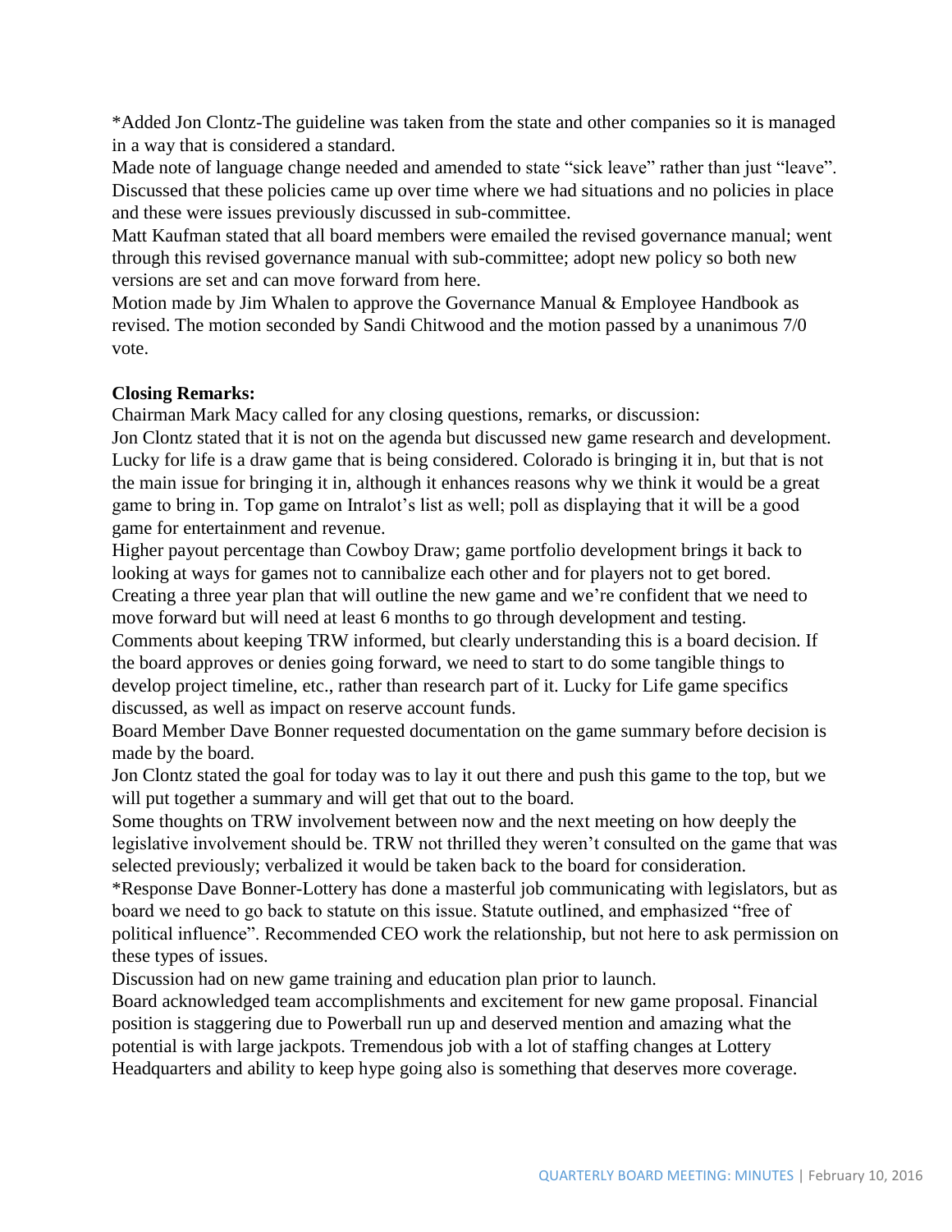*Added Jon Clontz-The guideline was taken from the state and other companies so it is managed in a way that is considered a standard.

Made note of language change needed and amended to state "sick leave" rather than just "leave". Discussed that these policies came up over time where we had situations and no policies in place and these were issues previously discussed in sub-committee.

Matt Kaufman stated that all board members were emailed the revised governance manual; went through this revised governance manual with sub-committee; adopt new policy so both new versions are set and can move forward from here.

Motion made by Jim Whalen to approve the Governance Manual & Employee Handbook as revised. The motion seconded by Sandi Chitwood and the motion passed by a unanimous 7/0 vote.

**Closing Remarks:**

Chairman Mark Macy called for any closing questions, remarks, or discussion:

Jon Clontz stated that it is not on the agenda but discussed new game research and development. Lucky for life is a draw game that is being considered. Colorado is bringing it in, but that is not the main issue for bringing it in, although it enhances reasons why we think it would be a great game to bring in. Top game on Intralot's list as well; poll as displaying that it will be a good game for entertainment and revenue.

Higher payout percentage than Cowboy Draw; game portfolio development brings it back to looking at ways for games not to cannibalize each other and for players not to get bored.

Creating a three year plan that will outline the new game and we're confident that we need to move forward but will need at least 6 months to go through development and testing.

Comments about keeping TRW informed, but clearly understanding this is a board decision. If the board approves or denies going forward, we need to start to do some tangible things to develop project timeline, etc., rather than research part of it. Lucky for Life game specifics discussed, as well as impact on reserve account funds.

Board Member Dave Bonner requested documentation on the game summary before decision is made by the board.

Jon Clontz stated the goal for today was to lay it out there and push this game to the top, but we will put together a summary and will get that out to the board.

Some thoughts on TRW involvement between now and the next meeting on how deeply the legislative involvement should be. TRW not thrilled they weren't consulted on the game that was selected previously; verbalized it would be taken back to the board for consideration.

*Response Dave Bonner-Lottery has done a masterful job communicating with legislators, but as board we need to go back to statute on this issue. Statute outlined, and emphasized "free of political influence". Recommended CEO work the relationship, but not here to ask permission on these types of issues.

Discussion had on new game training and education plan prior to launch.

Board acknowledged team accomplishments and excitement for new game proposal. Financial position is staggering due to Powerball run up and deserved mention and amazing what the potential is with large jackpots. Tremendous job with a lot of staffing changes at Lottery Headquarters and ability to keep hype going also is something that deserves more coverage.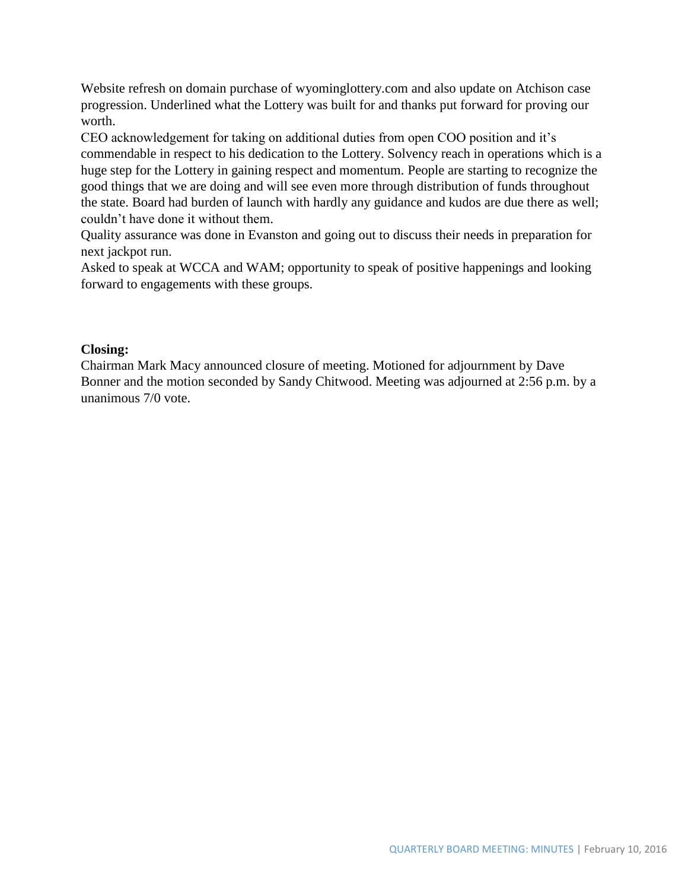Website refresh on domain purchase of wyominglottery.com and also update on Atchison case progression. Underlined what the Lottery was built for and thanks put forward for proving our worth.

CEO acknowledgement for taking on additional duties from open COO position and it's commendable in respect to his dedication to the Lottery. Solvency reach in operations which is a huge step for the Lottery in gaining respect and momentum. People are starting to recognize the good things that we are doing and will see even more through distribution of funds throughout the state. Board had burden of launch with hardly any guidance and kudos are due there as well; couldn't have done it without them.

Quality assurance was done in Evanston and going out to discuss their needs in preparation for next jackpot run.

Asked to speak at WCCA and WAM; opportunity to speak of positive happenings and looking forward to engagements with these groups.

**Closing:**

Chairman Mark Macy announced closure of meeting. Motioned for adjournment by Dave Bonner and the motion seconded by Sandy Chitwood. Meeting was adjourned at 2:56 p.m. by a unanimous 7/0 vote.